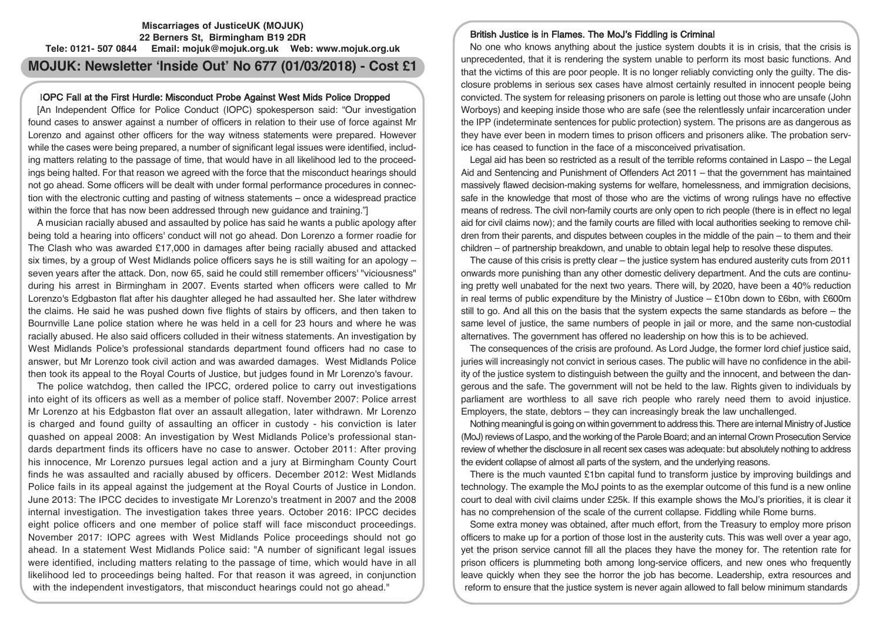**Miscarriages of JusticeUK (MOJUK)**
**22 Berners St, Birmingham B19 2DR**
**Tele: 0121- 507 0844 Email: mojuk@mojuk.org.uk Web: www.mojuk.org.uk**

# MOJUK: Newsletter 'Inside Out' No 677 (01/03/2018) - Cost £1

## IOPC Fall at the First Hurdle: Misconduct Probe Against West Mids Police Dropped

[An Independent Office for Police Conduct (IOPC) spokesperson said: "Our investigation found cases to answer against a number of officers in relation to their use of force against Mr Lorenzo and against other officers for the way witness statements were prepared. However while the cases were being prepared, a number of significant legal issues were identified, including matters relating to the passage of time, that would have in all likelihood led to the proceedings being halted. For that reason we agreed with the force that the misconduct hearings should not go ahead. Some officers will be dealt with under formal performance procedures in connection with the electronic cutting and pasting of witness statements – once a widespread practice within the force that has now been addressed through new guidance and training."]

A musician racially abused and assaulted by police has said he wants a public apology after being told a hearing into officers' conduct will not go ahead. Don Lorenzo a former roadie for The Clash who was awarded £17,000 in damages after being racially abused and attacked six times, by a group of West Midlands police officers says he is still waiting for an apology – seven years after the attack. Don, now 65, said he could still remember officers' "viciousness" during his arrest in Birmingham in 2007. Events started when officers were called to Mr Lorenzo's Edgbaston flat after his daughter alleged he had assaulted her. She later withdrew the claims. He said he was pushed down five flights of stairs by officers, and then taken to Bournville Lane police station where he was held in a cell for 23 hours and where he was racially abused. He also said officers colluded in their witness statements. An investigation by West Midlands Police's professional standards department found officers had no case to answer, but Mr Lorenzo took civil action and was awarded damages. West Midlands Police then took its appeal to the Royal Courts of Justice, but judges found in Mr Lorenzo's favour.

The police watchdog, then called the IPCC, ordered police to carry out investigations into eight of its officers as well as a member of police staff. November 2007: Police arrest Mr Lorenzo at his Edgbaston flat over an assault allegation, later withdrawn. Mr Lorenzo is charged and found guilty of assaulting an officer in custody - his conviction is later quashed on appeal 2008: An investigation by West Midlands Police's professional standards department finds its officers have no case to answer. October 2011: After proving his innocence, Mr Lorenzo pursues legal action and a jury at Birmingham County Court finds he was assaulted and racially abused by officers. December 2012: West Midlands Police fails in its appeal against the judgement at the Royal Courts of Justice in London. June 2013: The IPCC decides to investigate Mr Lorenzo's treatment in 2007 and the 2008 internal investigation. The investigation takes three years. October 2016: IPCC decides eight police officers and one member of police staff will face misconduct proceedings. November 2017: IOPC agrees with West Midlands Police proceedings should not go ahead. In a statement West Midlands Police said: "A number of significant legal issues were identified, including matters relating to the passage of time, which would have in all likelihood led to proceedings being halted. For that reason it was agreed, in conjunction with the independent investigators, that misconduct hearings could not go ahead."

## British Justice is in Flames. The MoJ's Fiddling is Criminal

No one who knows anything about the justice system doubts it is in crisis, that the crisis is unprecedented, that it is rendering the system unable to perform its most basic functions. And that the victims of this are poor people. It is no longer reliably convicting only the guilty. The disclosure problems in serious sex cases have almost certainly resulted in innocent people being convicted. The system for releasing prisoners on parole is letting out those who are unsafe (John Worboys) and keeping inside those who are safe (see the relentlessly unfair incarceration under the IPP (indeterminate sentences for public protection) system. The prisons are as dangerous as they have ever been in modern times to prison officers and prisoners alike. The probation service has ceased to function in the face of a misconceived privatisation.

Legal aid has been so restricted as a result of the terrible reforms contained in Laspo – the Legal Aid and Sentencing and Punishment of Offenders Act 2011 – that the government has maintained massively flawed decision-making systems for welfare, homelessness, and immigration decisions, safe in the knowledge that most of those who are the victims of wrong rulings have no effective means of redress. The civil non-family courts are only open to rich people (there is in effect no legal aid for civil claims now); and the family courts are filled with local authorities seeking to remove children from their parents, and disputes between couples in the middle of the pain – to them and their children – of partnership breakdown, and unable to obtain legal help to resolve these disputes.

The cause of this crisis is pretty clear – the justice system has endured austerity cuts from 2011 onwards more punishing than any other domestic delivery department. And the cuts are continuing pretty well unabated for the next two years. There will, by 2020, have been a 40% reduction in real terms of public expenditure by the Ministry of Justice – £10bn down to £6bn, with £600m still to go. And all this on the basis that the system expects the same standards as before – the same level of justice, the same numbers of people in jail or more, and the same non-custodial alternatives. The government has offered no leadership on how this is to be achieved.

The consequences of the crisis are profound. As Lord Judge, the former lord chief justice said, juries will increasingly not convict in serious cases. The public will have no confidence in the ability of the justice system to distinguish between the guilty and the innocent, and between the dangerous and the safe. The government will not be held to the law. Rights given to individuals by parliament are worthless to all save rich people who rarely need them to avoid injustice. Employers, the state, debtors – they can increasingly break the law unchallenged.

Nothing meaningful is going on within government to address this. There are internal Ministry of Justice (MoJ) reviews of Laspo, and the working of the Parole Board; and an internal Crown Prosecution Service review of whether the disclosure in all recent sex cases was adequate: but absolutely nothing to address the evident collapse of almost all parts of the system, and the underlying reasons.

There is the much vaunted £1bn capital fund to transform justice by improving buildings and technology. The example the MoJ points to as the exemplar outcome of this fund is a new online court to deal with civil claims under £25k. If this example shows the MoJ's priorities, it is clear it has no comprehension of the scale of the current collapse. Fiddling while Rome burns.

Some extra money was obtained, after much effort, from the Treasury to employ more prison officers to make up for a portion of those lost in the austerity cuts. This was well over a year ago, yet the prison service cannot fill all the places they have the money for. The retention rate for prison officers is plummeting both among long-service officers, and new ones who frequently leave quickly when they see the horror the job has become. Leadership, extra resources and reform to ensure that the justice system is never again allowed to fall below minimum standards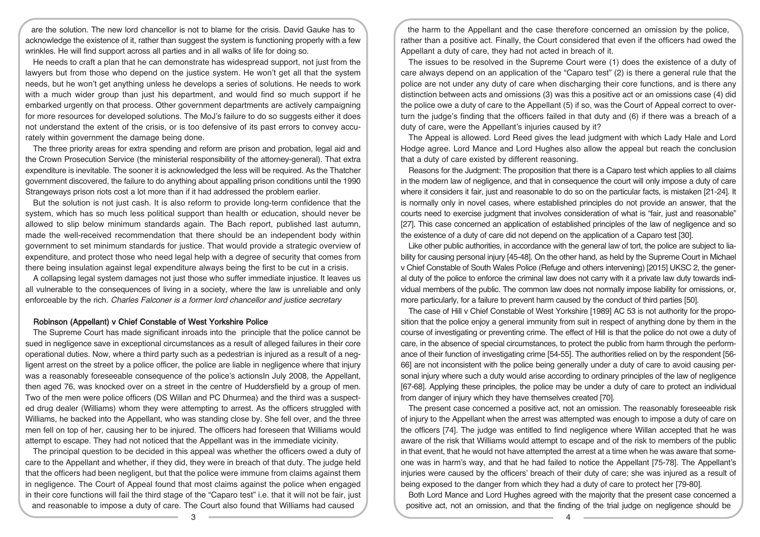are the solution. The new lord chancellor is not to blame for the crisis. David Gauke has to acknowledge the existence of it, rather than suggest the system is functioning properly with a few wrinkles. He will find support across all parties and in all walks of life for doing so.

He needs to craft a plan that he can demonstrate has widespread support, not just from the lawyers but from those who depend on the justice system. He won't get all that the system needs, but he won't get anything unless he develops a series of solutions. He needs to work with a much wider group than just his department, and would find so much support if he embarked urgently on that process. Other government departments are actively campaigning for more resources for developed solutions. The MoJ's failure to do so suggests either it does not understand the extent of the crisis, or is too defensive of its past errors to convey accurately within government the damage being done.

The three priority areas for extra spending and reform are prison and probation, legal aid and the Crown Prosecution Service (the ministerial responsibility of the attorney-general). That extra expenditure is inevitable. The sooner it is acknowledged the less will be required. As the Thatcher government discovered, the failure to do anything about appalling prison conditions until the 1990 Strangeways prison riots cost a lot more than if it had addressed the problem earlier.

But the solution is not just cash. It is also reform to provide long-term confidence that the system, which has so much less political support than health or education, should never be allowed to slip below minimum standards again. The Bach report, published last autumn, made the well-received recommendation that there should be an independent body within government to set minimum standards for justice. That would provide a strategic overview of expenditure, and protect those who need legal help with a degree of security that comes from there being insulation against legal expenditure always being the first to be cut in a crisis.

A collapsing legal system damages not just those who suffer immediate injustice. It leaves us all vulnerable to the consequences of living in a society, where the law is unreliable and only enforceable by the rich. *Charles Falconer is a former lord chancellor and justice secretary*

**Robinson (Appellant) v Chief Constable of West Yorkshire Police**

The Supreme Court has made significant inroads into the principle that the police cannot be sued in negligence save in exceptional circumstances as a result of alleged failures in their core operational duties. Now, where a third party such as a pedestrian is injured as a result of a negligent arrest on the street by a police officer, the police are liable in negligence where that injury was a reasonably foreseeable consequence of the police's actionsIn July 2008, the Appellant, then aged 76, was knocked over on a street in the centre of Huddersfield by a group of men. Two of the men were police officers (DS Willan and PC Dhurmea) and the third was a suspected drug dealer (Williams) whom they were attempting to arrest. As the officers struggled with Williams, he backed into the Appellant, who was standing close by. She fell over, and the three men fell on top of her, causing her to be injured. The officers had foreseen that Williams would attempt to escape. They had not noticed that the Appellant was in the immediate vicinity.

The principal question to be decided in this appeal was whether the officers owed a duty of care to the Appellant and whether, if they did, they were in breach of that duty. The judge held that the officers had been negligent, but that the police were immune from claims against them in negligence. The Court of Appeal found that most claims against the police when engaged in their core functions will fail the third stage of the "Caparo test" i.e. that it will not be fair, just and reasonable to impose a duty of care. The Court also found that Williams had caused the harm to the Appellant and the case therefore concerned an omission by the police, rather than a positive act. Finally, the Court considered that even if the officers had owed the Appellant a duty of care, they had not acted in breach of it.

The issues to be resolved in the Supreme Court were (1) does the existence of a duty of care always depend on an application of the "Caparo test" (2) is there a general rule that the police are not under any duty of care when discharging their core functions, and is there any distinction between acts and omissions (3) was this a positive act or an omissions case (4) did the police owe a duty of care to the Appellant (5) if so, was the Court of Appeal correct to overturn the judge's finding that the officers failed in that duty and (6) if there was a breach of a duty of care, were the Appellant's injuries caused by it?

The Appeal is allowed. Lord Reed gives the lead judgment with which Lady Hale and Lord Hodge agree. Lord Mance and Lord Hughes also allow the appeal but reach the conclusion that a duty of care existed by different reasoning.

Reasons for the Judgment: The proposition that there is a Caparo test which applies to all claims in the modern law of negligence, and that in consequence the court will only impose a duty of care where it considers it fair, just and reasonable to do so on the particular facts, is mistaken [21-24]. It is normally only in novel cases, where established principles do not provide an answer, that the courts need to exercise judgment that involves consideration of what is "fair, just and reasonable" [27]. This case concerned an application of established principles of the law of negligence and so the existence of a duty of care did not depend on the application of a Caparo test [30].

Like other public authorities, in accordance with the general law of tort, the police are subject to liability for causing personal injury [45-48]. On the other hand, as held by the Supreme Court in Michael v Chief Constable of South Wales Police (Refuge and others intervening) [2015] UKSC 2, the general duty of the police to enforce the criminal law does not carry with it a private law duty towards individual members of the public. The common law does not normally impose liability for omissions, or, more particularly, for a failure to prevent harm caused by the conduct of third parties [50].

The case of Hill v Chief Constable of West Yorkshire [1989] AC 53 is not authority for the proposition that the police enjoy a general immunity from suit in respect of anything done by them in the course of investigating or preventing crime. The effect of Hill is that the police do not owe a duty of care, in the absence of special circumstances, to protect the public from harm through the performance of their function of investigating crime [54-55]. The authorities relied on by the respondent [56-66] are not inconsistent with the police being generally under a duty of care to avoid causing personal injury where such a duty would arise according to ordinary principles of the law of negligence [67-68]. Applying these principles, the police may be under a duty of care to protect an individual from danger of injury which they have themselves created [70].

The present case concerned a positive act, not an omission. The reasonably foreseeable risk of injury to the Appellant when the arrest was attempted was enough to impose a duty of care on the officers [74]. The judge was entitled to find negligence where Willan accepted that he was aware of the risk that Williams would attempt to escape and of the risk to members of the public in that event, that he would not have attempted the arrest at a time when he was aware that someone was in harm's way, and that he had failed to notice the Appellant [75-78]. The Appellant's injuries were caused by the officers' breach of their duty of care; she was injured as a result of being exposed to the danger from which they had a duty of care to protect her [79-80].

Both Lord Mance and Lord Hughes agreed with the majority that the present case concerned a positive act, not an omission, and that the finding of the trial judge on negligence should be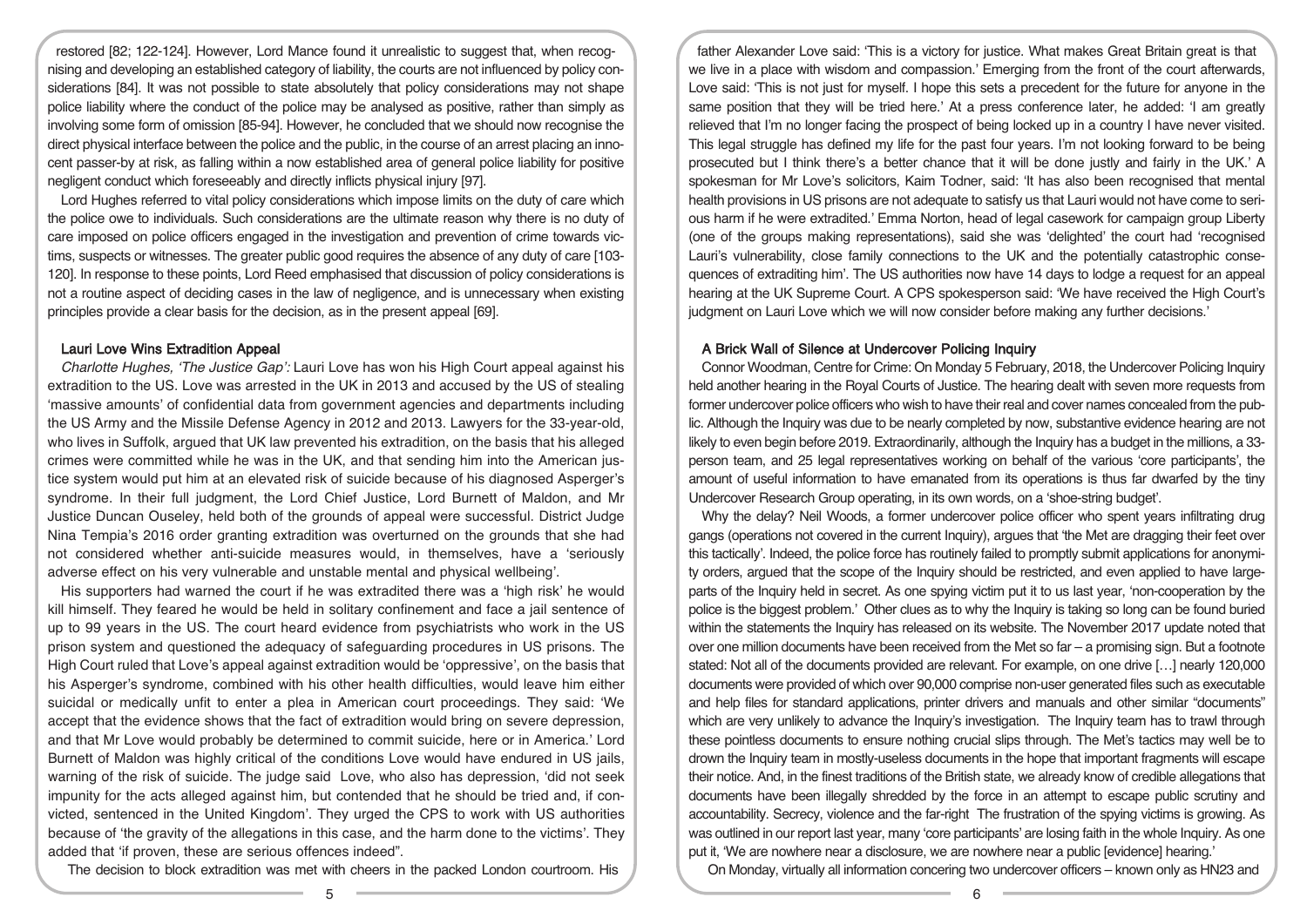restored [82; 122-124]. However, Lord Mance found it unrealistic to suggest that, when recognising and developing an established category of liability, the courts are not influenced by policy considerations [84]. It was not possible to state absolutely that policy considerations may not shape police liability where the conduct of the police may be analysed as positive, rather than simply as involving some form of omission [85-94]. However, he concluded that we should now recognise the direct physical interface between the police and the public, in the course of an arrest placing an innocent passer-by at risk, as falling within a now established area of general police liability for positive negligent conduct which foreseeably and directly inflicts physical injury [97].

Lord Hughes referred to vital policy considerations which impose limits on the duty of care which the police owe to individuals. Such considerations are the ultimate reason why there is no duty of care imposed on police officers engaged in the investigation and prevention of crime towards victims, suspects or witnesses. The greater public good requires the absence of any duty of care [103-120]. In response to these points, Lord Reed emphasised that discussion of policy considerations is not a routine aspect of deciding cases in the law of negligence, and is unnecessary when existing principles provide a clear basis for the decision, as in the present appeal [69].

## Lauri Love Wins Extradition Appeal

*Charlotte Hughes, 'The Justice Gap':* Lauri Love has won his High Court appeal against his extradition to the US. Love was arrested in the UK in 2013 and accused by the US of stealing 'massive amounts' of confidential data from government agencies and departments including the US Army and the Missile Defense Agency in 2012 and 2013. Lawyers for the 33-year-old, who lives in Suffolk, argued that UK law prevented his extradition, on the basis that his alleged crimes were committed while he was in the UK, and that sending him into the American justice system would put him at an elevated risk of suicide because of his diagnosed Asperger's syndrome. In their full judgment, the Lord Chief Justice, Lord Burnett of Maldon, and Mr Justice Duncan Ouseley, held both of the grounds of appeal were successful. District Judge Nina Tempia's 2016 order granting extradition was overturned on the grounds that she had not considered whether anti-suicide measures would, in themselves, have a 'seriously adverse effect on his very vulnerable and unstable mental and physical wellbeing'.

His supporters had warned the court if he was extradited there was a 'high risk' he would kill himself. They feared he would be held in solitary confinement and face a jail sentence of up to 99 years in the US. The court heard evidence from psychiatrists who work in the US prison system and questioned the adequacy of safeguarding procedures in US prisons. The High Court ruled that Love's appeal against extradition would be 'oppressive', on the basis that his Asperger's syndrome, combined with his other health difficulties, would leave him either suicidal or medically unfit to enter a plea in American court proceedings. They said: 'We accept that the evidence shows that the fact of extradition would bring on severe depression, and that Mr Love would probably be determined to commit suicide, here or in America.' Lord Burnett of Maldon was highly critical of the conditions Love would have endured in US jails, warning of the risk of suicide. The judge said Love, who also has depression, 'did not seek impunity for the acts alleged against him, but contended that he should be tried and, if convicted, sentenced in the United Kingdom'. They urged the CPS to work with US authorities because of 'the gravity of the allegations in this case, and the harm done to the victims'. They added that 'if proven, these are serious offences indeed".

The decision to block extradition was met with cheers in the packed London courtroom. His father Alexander Love said: 'This is a victory for justice. What makes Great Britain great is that we live in a place with wisdom and compassion.' Emerging from the front of the court afterwards, Love said: 'This is not just for myself. I hope this sets a precedent for the future for anyone in the same position that they will be tried here.' At a press conference later, he added: 'I am greatly relieved that I'm no longer facing the prospect of being locked up in a country I have never visited. This legal struggle has defined my life for the past four years. I'm not looking forward to be being prosecuted but I think there's a better chance that it will be done justly and fairly in the UK.' A spokesman for Mr Love's solicitors, Kaim Todner, said: 'It has also been recognised that mental health provisions in US prisons are not adequate to satisfy us that Lauri would not have come to serious harm if he were extradited.' Emma Norton, head of legal casework for campaign group Liberty (one of the groups making representations), said she was 'delighted' the court had 'recognised Lauri's vulnerability, close family connections to the UK and the potentially catastrophic consequences of extraditing him'. The US authorities now have 14 days to lodge a request for an appeal hearing at the UK Supreme Court. A CPS spokesperson said: 'We have received the High Court's judgment on Lauri Love which we will now consider before making any further decisions.'

## A Brick Wall of Silence at Undercover Policing Inquiry

Connor Woodman, Centre for Crime: On Monday 5 February, 2018, the Undercover Policing Inquiry held another hearing in the Royal Courts of Justice. The hearing dealt with seven more requests from former undercover police officers who wish to have their real and cover names concealed from the public. Although the Inquiry was due to be nearly completed by now, substantive evidence hearing are not likely to even begin before 2019. Extraordinarily, although the Inquiry has a budget in the millions, a 33-person team, and 25 legal representatives working on behalf of the various 'core participants', the amount of useful information to have emanated from its operations is thus far dwarfed by the tiny Undercover Research Group operating, in its own words, on a 'shoe-string budget'.

Why the delay? Neil Woods, a former undercover police officer who spent years infiltrating drug gangs (operations not covered in the current Inquiry), argues that 'the Met are dragging their feet over this tactically'. Indeed, the police force has routinely failed to promptly submit applications for anonymity orders, argued that the scope of the Inquiry should be restricted, and even applied to have large-parts of the Inquiry held in secret. As one spying victim put it to us last year, 'non-cooperation by the police is the biggest problem.' Other clues as to why the Inquiry is taking so long can be found buried within the statements the Inquiry has released on its website. The November 2017 update noted that over one million documents have been received from the Met so far – a promising sign. But a footnote stated: Not all of the documents provided are relevant. For example, on one drive […] nearly 120,000 documents were provided of which over 90,000 comprise non-user generated files such as executable and help files for standard applications, printer drivers and manuals and other similar "documents" which are very unlikely to advance the Inquiry's investigation. The Inquiry team has to trawl through these pointless documents to ensure nothing crucial slips through. The Met's tactics may well be to drown the Inquiry team in mostly-useless documents in the hope that important fragments will escape their notice. And, in the finest traditions of the British state, we already know of credible allegations that documents have been illegally shredded by the force in an attempt to escape public scrutiny and accountability. Secrecy, violence and the far-right The frustration of the spying victims is growing. As was outlined in our report last year, many 'core participants' are losing faith in the whole Inquiry. As one put it, 'We are nowhere near a disclosure, we are nowhere near a public [evidence] hearing.'

On Monday, virtually all information concering two undercover officers – known only as HN23 and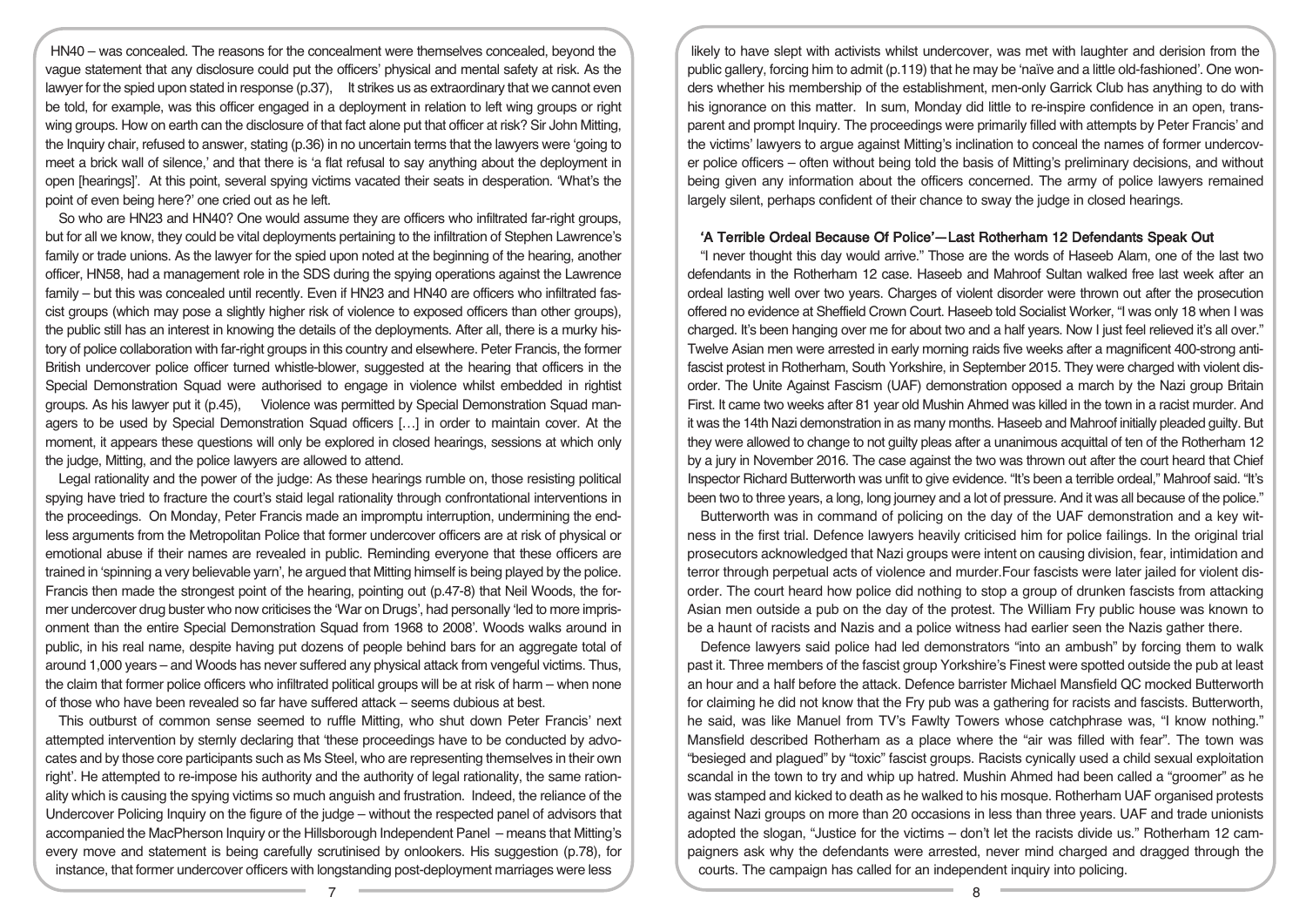HN40 – was concealed. The reasons for the concealment were themselves concealed, beyond the vague statement that any disclosure could put the officers' physical and mental safety at risk. As the lawyer for the spied upon stated in response (p.37), It strikes us as extraordinary that we cannot even be told, for example, was this officer engaged in a deployment in relation to left wing groups or right wing groups. How on earth can the disclosure of that fact alone put that officer at risk? Sir John Mitting, the Inquiry chair, refused to answer, stating (p.36) in no uncertain terms that the lawyers were 'going to meet a brick wall of silence,' and that there is 'a flat refusal to say anything about the deployment in open [hearings]'. At this point, several spying victims vacated their seats in desperation. 'What's the point of even being here?' one cried out as he left.

So who are HN23 and HN40? One would assume they are officers who infiltrated far-right groups, but for all we know, they could be vital deployments pertaining to the infiltration of Stephen Lawrence's family or trade unions. As the lawyer for the spied upon noted at the beginning of the hearing, another officer, HN58, had a management role in the SDS during the spying operations against the Lawrence family – but this was concealed until recently. Even if HN23 and HN40 are officers who infiltrated fascist groups (which may pose a slightly higher risk of violence to exposed officers than other groups), the public still has an interest in knowing the details of the deployments. After all, there is a murky history of police collaboration with far-right groups in this country and elsewhere. Peter Francis, the former British undercover police officer turned whistle-blower, suggested at the hearing that officers in the Special Demonstration Squad were authorised to engage in violence whilst embedded in rightist groups. As his lawyer put it (p.45), Violence was permitted by Special Demonstration Squad managers to be used by Special Demonstration Squad officers [...] in order to maintain cover. At the moment, it appears these questions will only be explored in closed hearings, sessions at which only the judge, Mitting, and the police lawyers are allowed to attend.

Legal rationality and the power of the judge: As these hearings rumble on, those resisting political spying have tried to fracture the court's staid legal rationality through confrontational interventions in the proceedings. On Monday, Peter Francis made an impromptu interruption, undermining the endless arguments from the Metropolitan Police that former undercover officers are at risk of physical or emotional abuse if their names are revealed in public. Reminding everyone that these officers are trained in 'spinning a very believable yarn', he argued that Mitting himself is being played by the police. Francis then made the strongest point of the hearing, pointing out (p.47-8) that Neil Woods, the former undercover drug buster who now criticises the 'War on Drugs', had personally 'led to more imprisonment than the entire Special Demonstration Squad from 1968 to 2008'. Woods walks around in public, in his real name, despite having put dozens of people behind bars for an aggregate total of around 1,000 years – and Woods has never suffered any physical attack from vengeful victims. Thus, the claim that former police officers who infiltrated political groups will be at risk of harm – when none of those who have been revealed so far have suffered attack – seems dubious at best.

This outburst of common sense seemed to ruffle Mitting, who shut down Peter Francis' next attempted intervention by sternly declaring that 'these proceedings have to be conducted by advocates and by those core participants such as Ms Steel, who are representing themselves in their own right'. He attempted to re-impose his authority and the authority of legal rationality, the same rationality which is causing the spying victims so much anguish and frustration. Indeed, the reliance of the Undercover Policing Inquiry on the figure of the judge – without the respected panel of advisors that accompanied the MacPherson Inquiry or the Hillsborough Independent Panel – means that Mitting's every move and statement is being carefully scrutinised by onlookers. His suggestion (p.78), for instance, that former undercover officers with longstanding post-deployment marriages were less likely to have slept with activists whilst undercover, was met with laughter and derision from the public gallery, forcing him to admit (p.119) that he may be 'naïve and a little old-fashioned'. One wonders whether his membership of the establishment, men-only Garrick Club has anything to do with his ignorance on this matter. In sum, Monday did little to re-inspire confidence in an open, transparent and prompt Inquiry. The proceedings were primarily filled with attempts by Peter Francis' and the victims' lawyers to argue against Mitting's inclination to conceal the names of former undercover police officers – often without being told the basis of Mitting's preliminary decisions, and without being given any information about the officers concerned. The army of police lawyers remained largely silent, perhaps confident of their chance to sway the judge in closed hearings.

## 'A Terrible Ordeal Because Of Police'—Last Rotherham 12 Defendants Speak Out

"I never thought this day would arrive." Those are the words of Haseeb Alam, one of the last two defendants in the Rotherham 12 case. Haseeb and Mahroof Sultan walked free last week after an ordeal lasting well over two years. Charges of violent disorder were thrown out after the prosecution offered no evidence at Sheffield Crown Court. Haseeb told Socialist Worker, "I was only 18 when I was charged. It's been hanging over me for about two and a half years. Now I just feel relieved it's all over." Twelve Asian men were arrested in early morning raids five weeks after a magnificent 400-strong antifascist protest in Rotherham, South Yorkshire, in September 2015. They were charged with violent disorder. The Unite Against Fascism (UAF) demonstration opposed a march by the Nazi group Britain First. It came two weeks after 81 year old Mushin Ahmed was killed in the town in a racist murder. And it was the 14th Nazi demonstration in as many months. Haseeb and Mahroof initially pleaded guilty. But they were allowed to change to not guilty pleas after a unanimous acquittal of ten of the Rotherham 12 by a jury in November 2016. The case against the two was thrown out after the court heard that Chief Inspector Richard Butterworth was unfit to give evidence. "It's been a terrible ordeal," Mahroof said. "It's been two to three years, a long, long journey and a lot of pressure. And it was all because of the police."

Butterworth was in command of policing on the day of the UAF demonstration and a key witness in the first trial. Defence lawyers heavily criticised him for police failings. In the original trial prosecutors acknowledged that Nazi groups were intent on causing division, fear, intimidation and terror through perpetual acts of violence and murder.Four fascists were later jailed for violent disorder. The court heard how police did nothing to stop a group of drunken fascists from attacking Asian men outside a pub on the day of the protest. The William Fry public house was known to be a haunt of racists and Nazis and a police witness had earlier seen the Nazis gather there.

Defence lawyers said police had led demonstrators "into an ambush" by forcing them to walk past it. Three members of the fascist group Yorkshire's Finest were spotted outside the pub at least an hour and a half before the attack. Defence barrister Michael Mansfield QC mocked Butterworth for claiming he did not know that the Fry pub was a gathering for racists and fascists. Butterworth, he said, was like Manuel from TV's Fawlty Towers whose catchphrase was, "I know nothing." Mansfield described Rotherham as a place where the "air was filled with fear". The town was "besieged and plagued" by "toxic" fascist groups. Racists cynically used a child sexual exploitation scandal in the town to try and whip up hatred. Mushin Ahmed had been called a "groomer" as he was stamped and kicked to death as he walked to his mosque. Rotherham UAF organised protests against Nazi groups on more than 20 occasions in less than three years. UAF and trade unionists adopted the slogan, "Justice for the victims – don't let the racists divide us." Rotherham 12 campaigners ask why the defendants were arrested, never mind charged and dragged through the courts. The campaign has called for an independent inquiry into policing.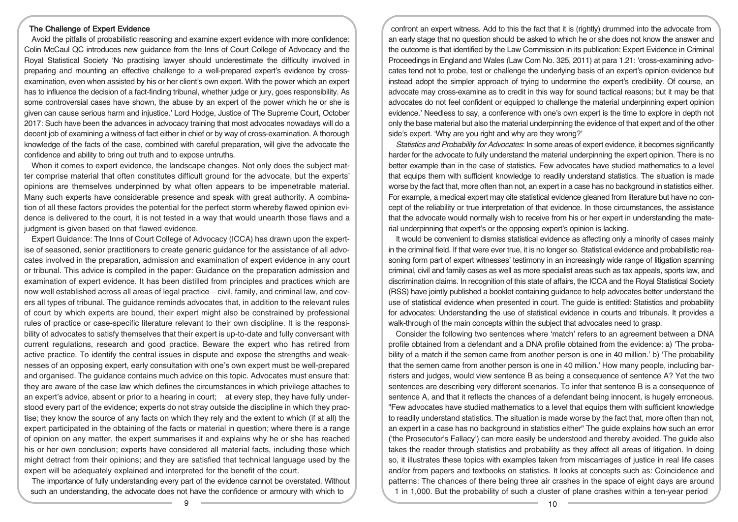## The Challenge of Expert Evidence

Avoid the pitfalls of probabilistic reasoning and examine expert evidence with more confidence: Colin McCaul QC introduces new guidance from the Inns of Court College of Advocacy and the Royal Statistical Society 'No practising lawyer should underestimate the difficulty involved in preparing and mounting an effective challenge to a well-prepared expert's evidence by cross-examination, even when assisted by his or her client's own expert. With the power which an expert has to influence the decision of a fact-finding tribunal, whether judge or jury, goes responsibility. As some controversial cases have shown, the abuse by an expert of the power which he or she is given can cause serious harm and injustice.' Lord Hodge, Justice of The Supreme Court, October 2017: Such have been the advances in advocacy training that most advocates nowadays will do a decent job of examining a witness of fact either in chief or by way of cross-examination. A thorough knowledge of the facts of the case, combined with careful preparation, will give the advocate the confidence and ability to bring out truth and to expose untruths.

When it comes to expert evidence, the landscape changes. Not only does the subject matter comprise material that often constitutes difficult ground for the advocate, but the experts' opinions are themselves underpinned by what often appears to be impenetrable material. Many such experts have considerable presence and speak with great authority. A combination of all these factors provides the potential for the perfect storm whereby flawed opinion evidence is delivered to the court, it is not tested in a way that would unearth those flaws and a judgment is given based on that flawed evidence.

Expert Guidance: The Inns of Court College of Advocacy (ICCA) has drawn upon the expertise of seasoned, senior practitioners to create generic guidance for the assistance of all advocates involved in the preparation, admission and examination of expert evidence in any court or tribunal. This advice is compiled in the paper: Guidance on the preparation admission and examination of expert evidence. It has been distilled from principles and practices which are now well established across all areas of legal practice – civil, family, and criminal law, and covers all types of tribunal. The guidance reminds advocates that, in addition to the relevant rules of court by which experts are bound, their expert might also be constrained by professional rules of practice or case-specific literature relevant to their own discipline. It is the responsibility of advocates to satisfy themselves that their expert is up-to-date and fully conversant with current regulations, research and good practice. Beware the expert who has retired from active practice. To identify the central issues in dispute and expose the strengths and weaknesses of an opposing expert, early consultation with one's own expert must be well-prepared and organised. The guidance contains much advice on this topic. Advocates must ensure that: they are aware of the case law which defines the circumstances in which privilege attaches to an expert's advice, absent or prior to a hearing in court; at every step, they have fully understood every part of the evidence; experts do not stray outside the discipline in which they practise; they know the source of any facts on which they rely and the extent to which (if at all) the expert participated in the obtaining of the facts or material in question; where there is a range of opinion on any matter, the expert summarises it and explains why he or she has reached his or her own conclusion; experts have considered all material facts, including those which might detract from their opinions; and they are satisfied that technical language used by the expert will be adequately explained and interpreted for the benefit of the court.

The importance of fully understanding every part of the evidence cannot be overstated. Without such an understanding, the advocate does not have the confidence or armoury with which to confront an expert witness. Add to this the fact that it is (rightly) drummed into the advocate from an early stage that no question should be asked to which he or she does not know the answer and the outcome is that identified by the Law Commission in its publication: Expert Evidence in Criminal Proceedings in England and Wales (Law Com No. 325, 2011) at para 1.21: 'cross-examining advocates tend not to probe, test or challenge the underlying basis of an expert's opinion evidence but instead adopt the simpler approach of trying to undermine the expert's credibility. Of course, an advocate may cross-examine as to credit in this way for sound tactical reasons; but it may be that advocates do not feel confident or equipped to challenge the material underpinning expert opinion evidence.' Needless to say, a conference with one's own expert is the time to explore in depth not only the base material but also the material underpinning the evidence of that expert and of the other side's expert. 'Why are you right and why are they wrong?'

*Statistics and Probability for Advocates*: In some areas of expert evidence, it becomes significantly harder for the advocate to fully understand the material underpinning the expert opinion. There is no better example than in the case of statistics. Few advocates have studied mathematics to a level that equips them with sufficient knowledge to readily understand statistics. The situation is made worse by the fact that, more often than not, an expert in a case has no background in statistics either. For example, a medical expert may cite statistical evidence gleaned from literature but have no concept of the reliability or true interpretation of that evidence. In those circumstances, the assistance that the advocate would normally wish to receive from his or her expert in understanding the material underpinning that expert's or the opposing expert's opinion is lacking.

It would be convenient to dismiss statistical evidence as affecting only a minority of cases mainly in the criminal field. If that were ever true, it is no longer so. Statistical evidence and probabilistic reasoning form part of expert witnesses' testimony in an increasingly wide range of litigation spanning criminal, civil and family cases as well as more specialist areas such as tax appeals, sports law, and discrimination claims. In recognition of this state of affairs, the ICCA and the Royal Statistical Society (RSS) have jointly published a booklet containing guidance to help advocates better understand the use of statistical evidence when presented in court. The guide is entitled: Statistics and probability for advocates: Understanding the use of statistical evidence in courts and tribunals. It provides a walk-through of the main concepts within the subject that advocates need to grasp.

Consider the following two sentences where 'match' refers to an agreement between a DNA profile obtained from a defendant and a DNA profile obtained from the evidence: a) 'The probability of a match if the semen came from another person is one in 40 million.' b) 'The probability that the semen came from another person is one in 40 million.' How many people, including barristers and judges, would view sentence B as being a consequence of sentence A? Yet the two sentences are describing very different scenarios. To infer that sentence B is a consequence of sentence A, and that it reflects the chances of a defendant being innocent, is hugely erroneous. "Few advocates have studied mathematics to a level that equips them with sufficient knowledge to readily understand statistics. The situation is made worse by the fact that, more often than not, an expert in a case has no background in statistics either" The guide explains how such an error ('the Prosecutor's Fallacy') can more easily be understood and thereby avoided. The guide also takes the reader through statistics and probability as they affect all areas of litigation. In doing so, it illustrates these topics with examples taken from miscarriages of justice in real life cases and/or from papers and textbooks on statistics. It looks at concepts such as: Coincidence and patterns: The chances of there being three air crashes in the space of eight days are around 1 in 1,000. But the probability of such a cluster of plane crashes within a ten-year period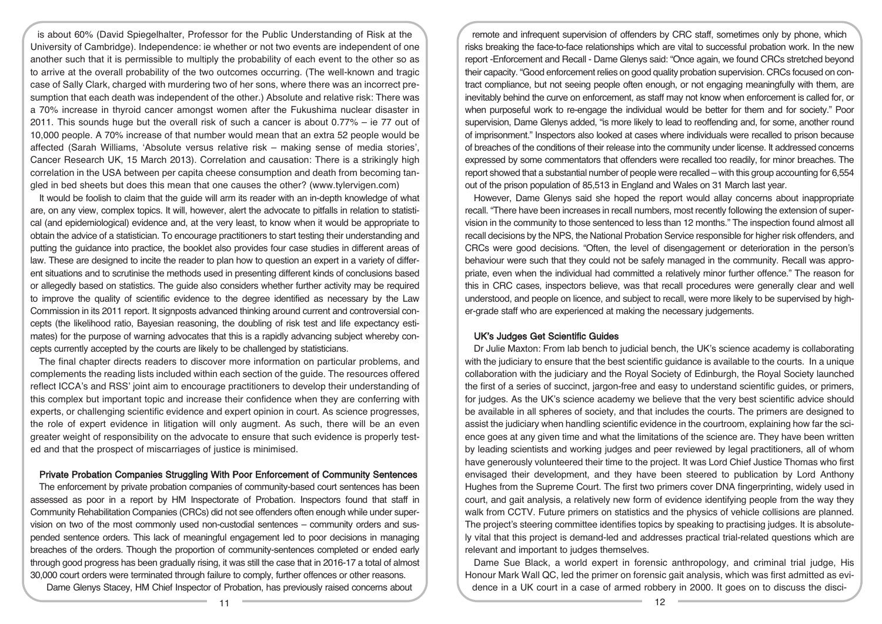is about 60% (David Spiegelhalter, Professor for the Public Understanding of Risk at the University of Cambridge). Independence: ie whether or not two events are independent of one another such that it is permissible to multiply the probability of each event to the other so as to arrive at the overall probability of the two outcomes occurring. (The well-known and tragic case of Sally Clark, charged with murdering two of her sons, where there was an incorrect presumption that each death was independent of the other.) Absolute and relative risk: There was a 70% increase in thyroid cancer amongst women after the Fukushima nuclear disaster in 2011. This sounds huge but the overall risk of such a cancer is about 0.77% – ie 77 out of 10,000 people. A 70% increase of that number would mean that an extra 52 people would be affected (Sarah Williams, 'Absolute versus relative risk – making sense of media stories', Cancer Research UK, 15 March 2013). Correlation and causation: There is a strikingly high correlation in the USA between per capita cheese consumption and death from becoming tangled in bed sheets but does this mean that one causes the other? (www.tylervigen.com)

It would be foolish to claim that the guide will arm its reader with an in-depth knowledge of what are, on any view, complex topics. It will, however, alert the advocate to pitfalls in relation to statistical (and epidemiological) evidence and, at the very least, to know when it would be appropriate to obtain the advice of a statistician. To encourage practitioners to start testing their understanding and putting the guidance into practice, the booklet also provides four case studies in different areas of law. These are designed to incite the reader to plan how to question an expert in a variety of different situations and to scrutinise the methods used in presenting different kinds of conclusions based or allegedly based on statistics. The guide also considers whether further activity may be required to improve the quality of scientific evidence to the degree identified as necessary by the Law Commission in its 2011 report. It signposts advanced thinking around current and controversial concepts (the likelihood ratio, Bayesian reasoning, the doubling of risk test and life expectancy estimates) for the purpose of warning advocates that this is a rapidly advancing subject whereby concepts currently accepted by the courts are likely to be challenged by statisticians.

The final chapter directs readers to discover more information on particular problems, and complements the reading lists included within each section of the guide. The resources offered reflect ICCA's and RSS' joint aim to encourage practitioners to develop their understanding of this complex but important topic and increase their confidence when they are conferring with experts, or challenging scientific evidence and expert opinion in court. As science progresses, the role of expert evidence in litigation will only augment. As such, there will be an even greater weight of responsibility on the advocate to ensure that such evidence is properly tested and that the prospect of miscarriages of justice is minimised.

## Private Probation Companies Struggling With Poor Enforcement of Community Sentences

The enforcement by private probation companies of community-based court sentences has been assessed as poor in a report by HM Inspectorate of Probation. Inspectors found that staff in Community Rehabilitation Companies (CRCs) did not see offenders often enough while under supervision on two of the most commonly used non-custodial sentences – community orders and suspended sentence orders. This lack of meaningful engagement led to poor decisions in managing breaches of the orders. Though the proportion of community-sentences completed or ended early through good progress has been gradually rising, it was still the case that in 2016-17 a total of almost 30,000 court orders were terminated through failure to comply, further offences or other reasons.

Dame Glenys Stacey, HM Chief Inspector of Probation, has previously raised concerns about remote and infrequent supervision of offenders by CRC staff, sometimes only by phone, which risks breaking the face-to-face relationships which are vital to successful probation work. In the new report -Enforcement and Recall - Dame Glenys said: "Once again, we found CRCs stretched beyond their capacity. "Good enforcement relies on good quality probation supervision. CRCs focused on contract compliance, but not seeing people often enough, or not engaging meaningfully with them, are inevitably behind the curve on enforcement, as staff may not know when enforcement is called for, or when purposeful work to re-engage the individual would be better for them and for society." Poor supervision, Dame Glenys added, "is more likely to lead to reoffending and, for some, another round of imprisonment." Inspectors also looked at cases where individuals were recalled to prison because of breaches of the conditions of their release into the community under license. It addressed concerns expressed by some commentators that offenders were recalled too readily, for minor breaches. The report showed that a substantial number of people were recalled – with this group accounting for 6,554 out of the prison population of 85,513 in England and Wales on 31 March last year.

However, Dame Glenys said she hoped the report would allay concerns about inappropriate recall. "There have been increases in recall numbers, most recently following the extension of supervision in the community to those sentenced to less than 12 months." The inspection found almost all recall decisions by the NPS, the National Probation Service responsible for higher risk offenders, and CRCs were good decisions. "Often, the level of disengagement or deterioration in the person's behaviour were such that they could not be safely managed in the community. Recall was appropriate, even when the individual had committed a relatively minor further offence." The reason for this in CRC cases, inspectors believe, was that recall procedures were generally clear and well understood, and people on licence, and subject to recall, were more likely to be supervised by higher-grade staff who are experienced at making the necessary judgements.

## UK's Judges Get Scientific Guides

Dr Julie Maxton: From lab bench to judicial bench, the UK's science academy is collaborating with the judiciary to ensure that the best scientific guidance is available to the courts. In a unique collaboration with the judiciary and the Royal Society of Edinburgh, the Royal Society launched the first of a series of succinct, jargon-free and easy to understand scientific guides, or primers, for judges. As the UK's science academy we believe that the very best scientific advice should be available in all spheres of society, and that includes the courts. The primers are designed to assist the judiciary when handling scientific evidence in the courtroom, explaining how far the science goes at any given time and what the limitations of the science are. They have been written by leading scientists and working judges and peer reviewed by legal practitioners, all of whom have generously volunteered their time to the project. It was Lord Chief Justice Thomas who first envisaged their development, and they have been steered to publication by Lord Anthony Hughes from the Supreme Court. The first two primers cover DNA fingerprinting, widely used in court, and gait analysis, a relatively new form of evidence identifying people from the way they walk from CCTV. Future primers on statistics and the physics of vehicle collisions are planned. The project's steering committee identifies topics by speaking to practising judges. It is absolutely vital that this project is demand-led and addresses practical trial-related questions which are relevant and important to judges themselves.

Dame Sue Black, a world expert in forensic anthropology, and criminal trial judge, His Honour Mark Wall QC, led the primer on forensic gait analysis, which was first admitted as evidence in a UK court in a case of armed robbery in 2000. It goes on to discuss the disci-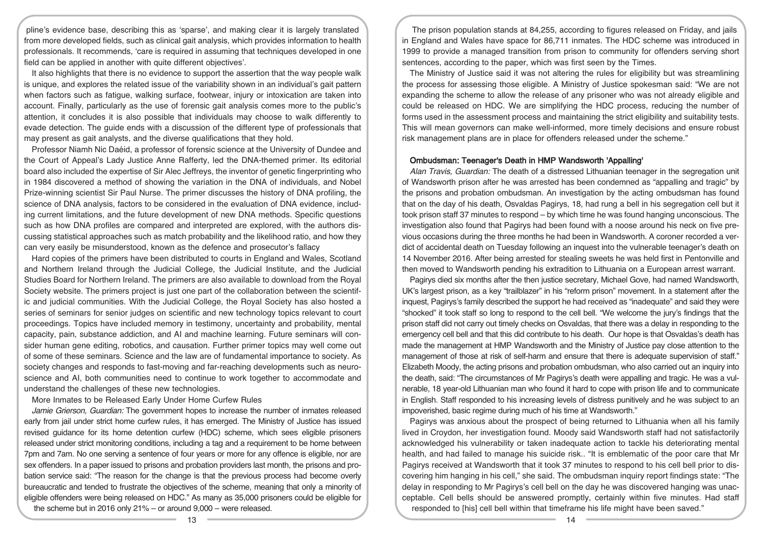pline's evidence base, describing this as 'sparse', and making clear it is largely translated from more developed fields, such as clinical gait analysis, which provides information to health professionals. It recommends, 'care is required in assuming that techniques developed in one field can be applied in another with quite different objectives'.

It also highlights that there is no evidence to support the assertion that the way people walk is unique, and explores the related issue of the variability shown in an individual's gait pattern when factors such as fatigue, walking surface, footwear, injury or intoxication are taken into account. Finally, particularly as the use of forensic gait analysis comes more to the public's attention, it concludes it is also possible that individuals may choose to walk differently to evade detection. The guide ends with a discussion of the different type of professionals that may present as gait analysts, and the diverse qualifications that they hold.

Professor Niamh Nic Daéid, a professor of forensic science at the University of Dundee and the Court of Appeal's Lady Justice Anne Rafferty, led the DNA-themed primer. Its editorial board also included the expertise of Sir Alec Jeffreys, the inventor of genetic fingerprinting who in 1984 discovered a method of showing the variation in the DNA of individuals, and Nobel Prize-winning scientist Sir Paul Nurse. The primer discusses the history of DNA profiling, the science of DNA analysis, factors to be considered in the evaluation of DNA evidence, including current limitations, and the future development of new DNA methods. Specific questions such as how DNA profiles are compared and interpreted are explored, with the authors discussing statistical approaches such as match probability and the likelihood ratio, and how they can very easily be misunderstood, known as the defence and prosecutor's fallacy

Hard copies of the primers have been distributed to courts in England and Wales, Scotland and Northern Ireland through the Judicial College, the Judicial Institute, and the Judicial Studies Board for Northern Ireland. The primers are also available to download from the Royal Society website. The primers project is just one part of the collaboration between the scientific and judicial communities. With the Judicial College, the Royal Society has also hosted a series of seminars for senior judges on scientific and new technology topics relevant to court proceedings. Topics have included memory in testimony, uncertainty and probability, mental capacity, pain, substance addiction, and AI and machine learning. Future seminars will consider human gene editing, robotics, and causation. Further primer topics may well come out of some of these seminars. Science and the law are of fundamental importance to society. As society changes and responds to fast-moving and far-reaching developments such as neuroscience and AI, both communities need to continue to work together to accommodate and understand the challenges of these new technologies.

## More Inmates to be Released Early Under Home Curfew Rules

*Jamie Grierson, Guardian:* The government hopes to increase the number of inmates released early from jail under strict home curfew rules, it has emerged. The Ministry of Justice has issued revised guidance for its home detention curfew (HDC) scheme, which sees eligible prisoners released under strict monitoring conditions, including a tag and a requirement to be home between 7pm and 7am. No one serving a sentence of four years or more for any offence is eligible, nor are sex offenders. In a paper issued to prisons and probation providers last month, the prisons and probation service said: "The reason for the change is that the previous process had become overly bureaucratic and tended to frustrate the objectives of the scheme, meaning that only a minority of eligible offenders were being released on HDC." As many as 35,000 prisoners could be eligible for the scheme but in 2016 only 21% – or around 9,000 – were released.

The prison population stands at 84,255, according to figures released on Friday, and jails in England and Wales have space for 86,711 inmates. The HDC scheme was introduced in 1999 to provide a managed transition from prison to community for offenders serving short sentences, according to the paper, which was first seen by the Times.

The Ministry of Justice said it was not altering the rules for eligibility but was streamlining the process for assessing those eligible. A Ministry of Justice spokesman said: "We are not expanding the scheme to allow the release of any prisoner who was not already eligible and could be released on HDC. We are simplifying the HDC process, reducing the number of forms used in the assessment process and maintaining the strict eligibility and suitability tests. This will mean governors can make well-informed, more timely decisions and ensure robust risk management plans are in place for offenders released under the scheme."

## Ombudsman: Teenager's Death in HMP Wandsworth 'Appalling'

*Alan Travis, Guardian:* The death of a distressed Lithuanian teenager in the segregation unit of Wandsworth prison after he was arrested has been condemned as "appalling and tragic" by the prisons and probation ombudsman. An investigation by the acting ombudsman has found that on the day of his death, Osvaldas Pagirys, 18, had rung a bell in his segregation cell but it took prison staff 37 minutes to respond – by which time he was found hanging unconscious. The investigation also found that Pagirys had been found with a noose around his neck on five previous occasions during the three months he had been in Wandsworth. A coroner recorded a verdict of accidental death on Tuesday following an inquest into the vulnerable teenager's death on 14 November 2016. After being arrested for stealing sweets he was held first in Pentonville and then moved to Wandsworth pending his extradition to Lithuania on a European arrest warrant.

Pagirys died six months after the then justice secretary, Michael Gove, had named Wandsworth, UK's largest prison, as a key "trailblazer" in his "reform prison" movement. In a statement after the inquest, Pagirys's family described the support he had received as "inadequate" and said they were "shocked" it took staff so long to respond to the cell bell. "We welcome the jury's findings that the prison staff did not carry out timely checks on Osvaldas, that there was a delay in responding to the emergency cell bell and that this did contribute to his death. Our hope is that Osvaldas's death has made the management at HMP Wandsworth and the Ministry of Justice pay close attention to the management of those at risk of self-harm and ensure that there is adequate supervision of staff." Elizabeth Moody, the acting prisons and probation ombudsman, who also carried out an inquiry into the death, said: "The circumstances of Mr Pagirys's death were appalling and tragic. He was a vulnerable, 18 year-old Lithuanian man who found it hard to cope with prison life and to communicate in English. Staff responded to his increasing levels of distress punitively and he was subject to an impoverished, basic regime during much of his time at Wandsworth."

Pagirys was anxious about the prospect of being returned to Lithuania when all his family lived in Croydon, her investigation found. Moody said Wandsworth staff had not satisfactorily acknowledged his vulnerability or taken inadequate action to tackle his deteriorating mental health, and had failed to manage his suicide risk.. "It is emblematic of the poor care that Mr Pagirys received at Wandsworth that it took 37 minutes to respond to his cell bell prior to discovering him hanging in his cell," she said. The ombudsman inquiry report findings state: "The delay in responding to Mr Pagirys's cell bell on the day he was discovered hanging was unacceptable. Cell bells should be answered promptly, certainly within five minutes. Had staff responded to [his] cell bell within that timeframe his life might have been saved."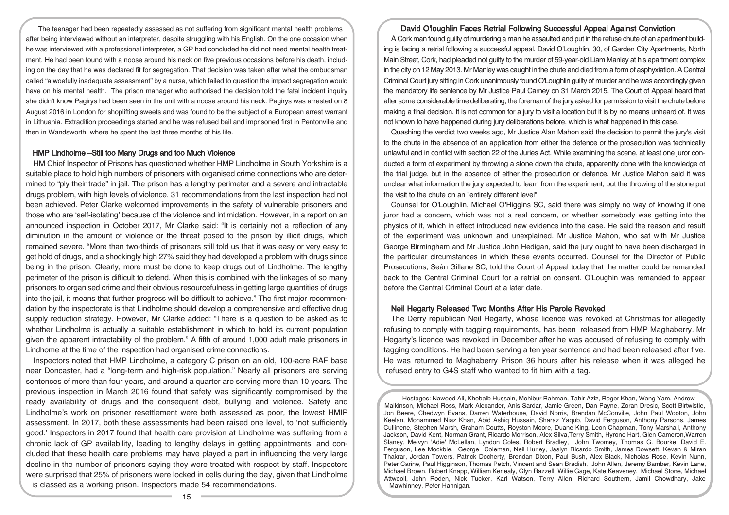The teenager had been repeatedly assessed as not suffering from significant mental health problems after being interviewed without an interpreter, despite struggling with his English. On the one occasion when he was interviewed with a professional interpreter, a GP had concluded he did not need mental health treatment. He had been found with a noose around his neck on five previous occasions before his death, including on the day that he was declared fit for segregation. That decision was taken after what the ombudsman called "a woefully inadequate assessment" by a nurse, which failed to question the impact segregation would have on his mental health. The prison manager who authorised the decision told the fatal incident inquiry she didn't know Pagirys had been seen in the unit with a noose around his neck. Pagirys was arrested on 8 August 2016 in London for shoplifting sweets and was found to be the subject of a European arrest warrant in Lithuania. Extradition proceedings started and he was refused bail and imprisoned first in Pentonville and then in Wandsworth, where he spent the last three months of his life.

### HMP Lindholme –Still too Many Drugs and too Much Violence

HM Chief Inspector of Prisons has questioned whether HMP Lindholme in South Yorkshire is a suitable place to hold high numbers of prisoners with organised crime connections who are determined to "ply their trade" in jail. The prison has a lengthy perimeter and a severe and intractable drugs problem, with high levels of violence. 31 recommendations from the last inspection had not been achieved. Peter Clarke welcomed improvements in the safety of vulnerable prisoners and those who are 'self-isolating' because of the violence and intimidation. However, in a report on an announced inspection in October 2017, Mr Clarke said: "It is certainly not a reflection of any diminution in the amount of violence or the threat posed to the prison by illicit drugs, which remained severe. "More than two-thirds of prisoners still told us that it was easy or very easy to get hold of drugs, and a shockingly high 27% said they had developed a problem with drugs since being in the prison. Clearly, more must be done to keep drugs out of Lindholme. The lengthy perimeter of the prison is difficult to defend. When this is combined with the linkages of so many prisoners to organised crime and their obvious resourcefulness in getting large quantities of drugs into the jail, it means that further progress will be difficult to achieve." The first major recommendation by the inspectorate is that Lindholme should develop a comprehensive and effective drug supply reduction strategy. However, Mr Clarke added: "There is a question to be asked as to whether Lindholme is actually a suitable establishment in which to hold its current population given the apparent intractability of the problem." A fifth of around 1,000 adult male prisoners in Lindhome at the time of the inspection had organised crime connections.

Inspectors noted that HMP Lindholme, a category C prison on an old, 100-acre RAF base near Doncaster, had a "long-term and high-risk population." Nearly all prisoners are serving sentences of more than four years, and around a quarter are serving more than 10 years. The previous inspection in March 2016 found that safety was significantly compromised by the ready availability of drugs and the consequent debt, bullying and violence. Safety and Lindholme's work on prisoner resettlement were both assessed as poor, the lowest HMIP assessment. In 2017, both these assessments had been raised one level, to 'not sufficiently good.' Inspectors in 2017 found that health care provision at Lindholme was suffering from a chronic lack of GP availability, leading to lengthy delays in getting appointments, and concluded that these health care problems may have played a part in influencing the very large decline in the number of prisoners saying they were treated with respect by staff. Inspectors were surprised that 25% of prisoners were locked in cells during the day, given that Lindholme is classed as a working prison. Inspectors made 54 recommendations.

### David O'loughlin Faces Retrial Following Successful Appeal Against Conviction

A Cork man found guilty of murdering a man he assaulted and put in the refuse chute of an apartment building is facing a retrial following a successful appeal. David O'Loughlin, 30, of Garden City Apartments, North Main Street, Cork, had pleaded not guilty to the murder of 59-year-old Liam Manley at his apartment complex in the city on 12 May 2013. Mr Manley was caught in the chute and died from a form of asphyxiation. A Central Criminal Court jury sitting in Cork unanimously found O'Loughlin guilty of murder and he was accordingly given the mandatory life sentence by Mr Justice Paul Carney on 31 March 2015. The Court of Appeal heard that after some considerable time deliberating, the foreman of the jury asked for permission to visit the chute before making a final decision. It is not common for a jury to visit a location but it is by no means unheard of. It was not known to have happened during jury deliberations before, which is what happened in this case.

Quashing the verdict two weeks ago, Mr Justice Alan Mahon said the decision to permit the jury's visit to the chute in the absence of an application from either the defence or the prosecution was technically unlawful and in conflict with section 22 of the Juries Act. While examining the scene, at least one juror conducted a form of experiment by throwing a stone down the chute, apparently done with the knowledge of the trial judge, but in the absence of either the prosecution or defence. Mr Justice Mahon said it was unclear what information the jury expected to learn from the experiment, but the throwing of the stone put the visit to the chute on an "entirely different level".

Counsel for O'Loughlin, Michael O'Higgins SC, said there was simply no way of knowing if one juror had a concern, which was not a real concern, or whether somebody was getting into the physics of it, which in effect introduced new evidence into the case. He said the reason and result of the experiment was unknown and unexplained. Mr Justice Mahon, who sat with Mr Justice George Birmingham and Mr Justice John Hedigan, said the jury ought to have been discharged in the particular circumstances in which these events occurred. Counsel for the Director of Public Prosecutions, Seán Gillane SC, told the Court of Appeal today that the matter could be remanded back to the Central Criminal Court for a retrial on consent. O'Loughin was remanded to appear before the Central Criminal Court at a later date.

### Neil Hegarty Released Two Months After His Parole Revoked

The Derry republican Neil Hegarty, whose licence was revoked at Christmas for allegedly refusing to comply with tagging requirements, has been released from HMP Maghaberry. Mr Hegarty's licence was revoked in December after he was accused of refusing to comply with tagging conditions. He had been serving a ten year sentence and had been released after five. He was returned to Maghaberry Prison 36 hours after his release when it was alleged he refused entry to G4S staff who wanted to fit him with a tag.

Hostages: Naweed Ali, Khobaib Hussain, Mohibur Rahman, Tahir Aziz, Roger Khan, Wang Yam, Andrew Malkinson, Michael Ross, Mark Alexander, Anis Sardar, Jamie Green, Dan Payne, Zoran Dresic, Scott Birtwistle, Jon Beere, Chedwyn Evans, Darren Waterhouse, David Norris, Brendan McConville, John Paul Wooton, John Keelan, Mohammed Niaz Khan, Abid Ashiq Hussain, Sharaz Yaqub, David Ferguson, Anthony Parsons, James Cullinene, Stephen Marsh, Graham Coutts, Royston Moore, Duane King, Leon Chapman, Tony Marshall, Anthony Jackson, David Kent, Norman Grant, Ricardo Morrison, Alex Silva,Terry Smith, Hyrone Hart, Glen Cameron,Warren Slaney, Melvyn 'Adie' McLellan, Lyndon Coles, Robert Bradley, John Twomey, Thomas G. Bourke, David E. Ferguson, Lee Mockble, George Coleman, Neil Hurley, Jaslyn Ricardo Smith, James Dowsett, Kevan & Miran Thakrar, Jordan Towers, Patrick Docherty, Brendan Dixon, Paul Bush, Alex Black, Nicholas Rose, Kevin Nunn, Peter Carine, Paul Higginson, Thomas Petch, Vincent and Sean Bradish, John Allen, Jeremy Bamber, Kevin Lane, Michael Brown, Robert Knapp, William Kenealy, Glyn Razzell, Willie Gage, Kate Keaveney, Michael Stone, Michael Attwooll, John Roden, Nick Tucker, Karl Watson, Terry Allen, Richard Southern, Jamil Chowdhary, Jake Mawhinney, Peter Hannigan.